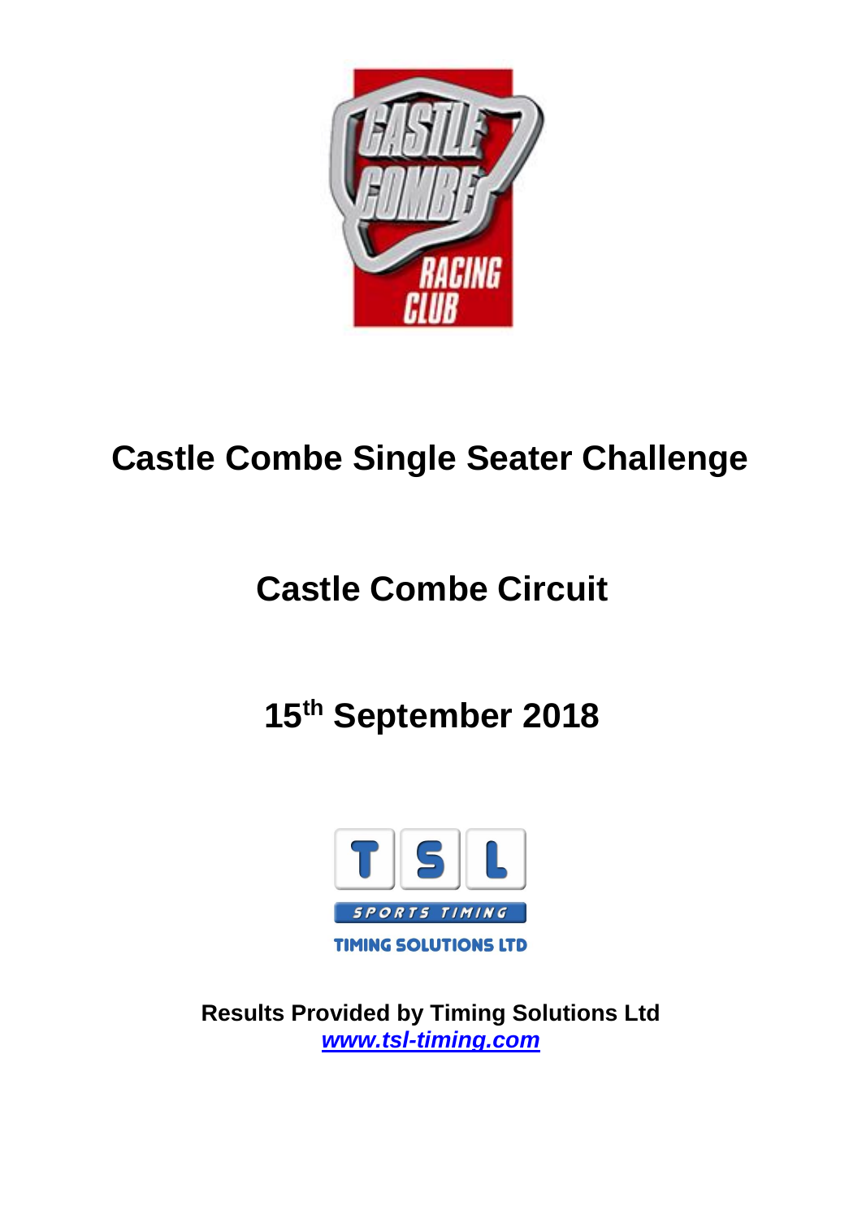# Castle Combe Single Seater Challenge

# Castle Combe Circuit

# 15th September 2018

**Results Provided by Timing Solutions Ltd**
***www.tsl-timing.com***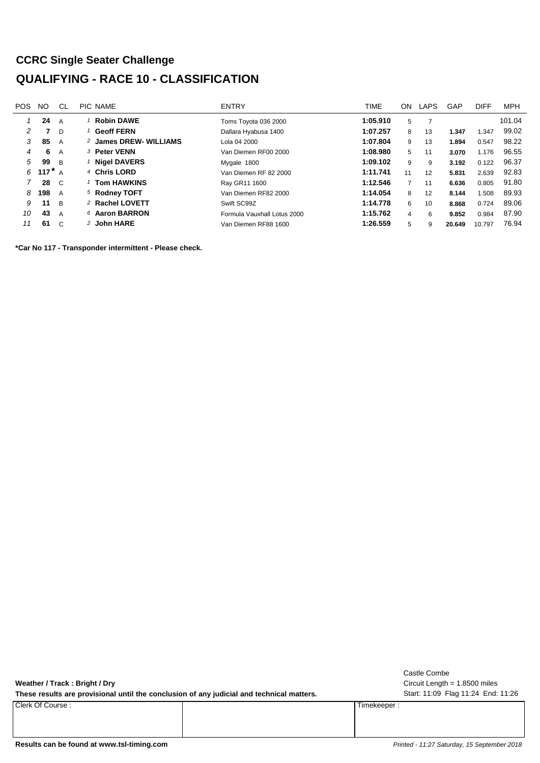# CCRC Single Seater Challenge

## QUALIFYING - RACE 10 - CLASSIFICATION

| POS | NO | CL | PIC | NAME | ENTRY | TIME | ON | LAPS | GAP | DIFF | MPH |
|---|---|---|---|---|---|---|---|---|---|---|---|
| 1 | 24 | A | 1 | **Robin DAWE** | Toms Toyota 036 2000 | **1:05.910** | 5 | 7 | | | 101.04 |
| 2 | 7 | D | 1 | **Geoff FERN** | Dallara Hyabusa 1400 | **1:07.257** | 8 | 13 | **1.347** | 1.347 | 99.02 |
| 3 | 85 | A | 2 | **James DREW- WILLIAMS** | Lola 04 2000 | **1:07.804** | 9 | 13 | **1.894** | 0.547 | 98.22 |
| 4 | 6 | A | 3 | **Peter VENN** | Van Diemen RF00 2000 | **1:08.980** | 5 | 11 | **3.070** | 1.176 | 96.55 |
| 5 | 99 | B | 1 | **Nigel DAVERS** | Mygale 1800 | **1:09.102** | 9 | 9 | **3.192** | 0.122 | 96.37 |
| 6 | 117* | A | 4 | **Chris LORD** | Van Diemen RF 82 2000 | **1:11.741** | 11 | 12 | **5.831** | 2.639 | 92.83 |
| 7 | 28 | C | 1 | **Tom HAWKINS** | Ray GR11 1600 | **1:12.546** | 7 | 11 | **6.636** | 0.805 | 91.80 |
| 8 | 198 | A | 5 | **Rodney TOFT** | Van Diemen RF82 2000 | **1:14.054** | 8 | 12 | **8.144** | 1.508 | 89.93 |
| 9 | 11 | B | 2 | **Rachel LOVETT** | Swift SC99Z | **1:14.778** | 6 | 10 | **8.868** | 0.724 | 89.06 |
| 10 | 43 | A | 6 | **Aaron BARRON** | Formula Vauxhall Lotus 2000 | **1:15.762** | 4 | 6 | **9.852** | 0.984 | 87.90 |
| 11 | 61 | C | 2 | **John HARE** | Van Diemen RF88 1600 | **1:26.559** | 5 | 9 | **20.649** | 10.797 | 76.94 |

**\*Car No 117 - Transponder intermittent - Please check.**

**Weather / Track : Bright / Dry**

**These results are provisional until the conclusion of any judicial and technical matters.**

Castle Combe
Circuit Length = 1.8500 miles
Start: 11:09 Flag 11:24 End: 11:26

| Clerk Of Course : | | Timekeeper : |
|---|---|---|

**Results can be found at www.tsl-timing.com**

*Printed - 11:27 Saturday, 15 September 2018*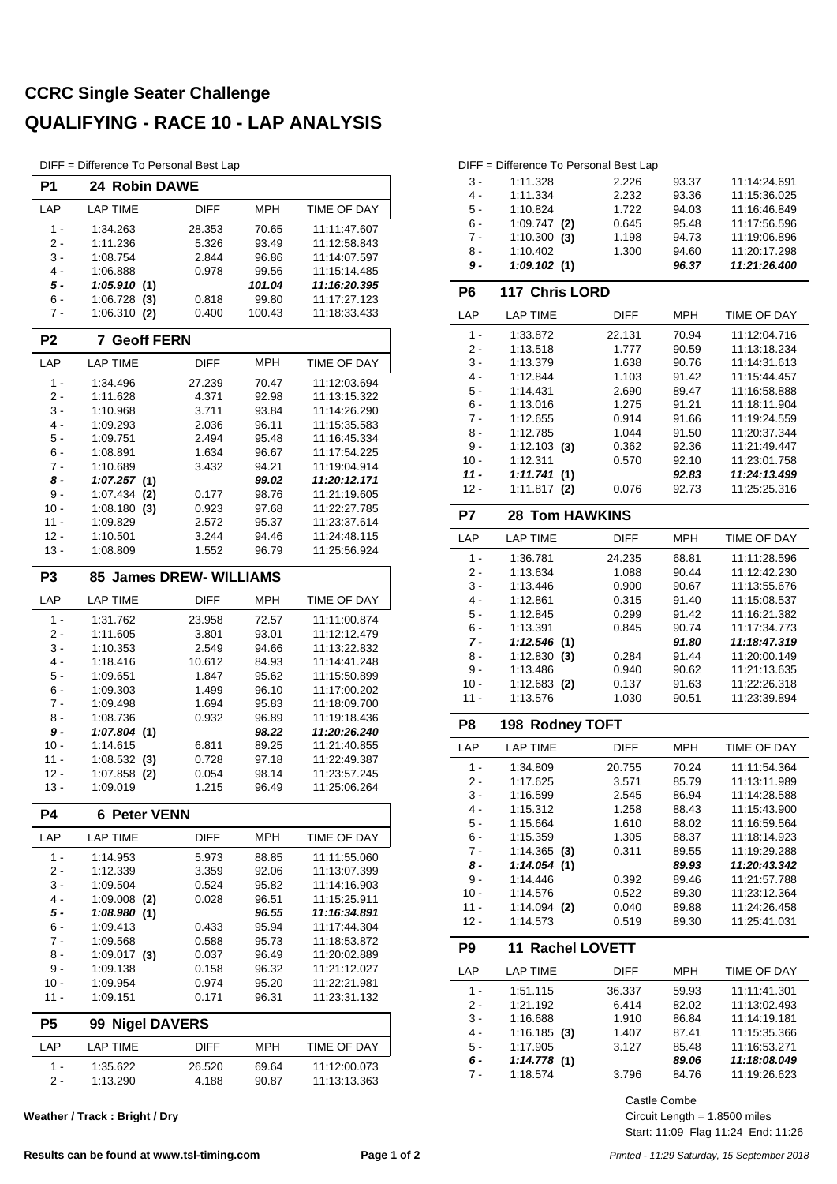# CCRC Single Seater Challenge

# QUALIFYING - RACE 10 - LAP ANALYSIS

DIFF = Difference To Personal Best Lap

## P1 24 Robin DAWE

| LAP | LAP TIME | DIFF | MPH | TIME OF DAY |
|---|---|---|---|---|
| 1 - | 1:34.263 | 28.353 | 70.65 | 11:11:47.607 |
| 2 - | 1:11.236 | 5.326 | 93.49 | 11:12:58.843 |
| 3 - | 1:08.754 | 2.844 | 96.86 | 11:14:07.597 |
| 4 - | 1:06.888 | 0.978 | 99.56 | 11:15:14.485 |
| ***5 -*** | ***1:05.910 (1)*** | | ***101.04*** | ***11:16:20.395*** |
| 6 - | 1:06.728 **(3)** | 0.818 | 99.80 | 11:17:27.123 |
| 7 - | 1:06.310 **(2)** | 0.400 | 100.43 | 11:18:33.433 |

## P2 7 Geoff FERN

| LAP | LAP TIME | DIFF | MPH | TIME OF DAY |
|---|---|---|---|---|
| 1 - | 1:34.496 | 27.239 | 70.47 | 11:12:03.694 |
| 2 - | 1:11.628 | 4.371 | 92.98 | 11:13:15.322 |
| 3 - | 1:10.968 | 3.711 | 93.84 | 11:14:26.290 |
| 4 - | 1:09.293 | 2.036 | 96.11 | 11:15:35.583 |
| 5 - | 1:09.751 | 2.494 | 95.48 | 11:16:45.334 |
| 6 - | 1:08.891 | 1.634 | 96.67 | 11:17:54.225 |
| 7 - | 1:10.689 | 3.432 | 94.21 | 11:19:04.914 |
| ***8 -*** | ***1:07.257 (1)*** | | ***99.02*** | ***11:20:12.171*** |
| 9 - | 1:07.434 **(2)** | 0.177 | 98.76 | 11:21:19.605 |
| 10 - | 1:08.180 **(3)** | 0.923 | 97.68 | 11:22:27.785 |
| 11 - | 1:09.829 | 2.572 | 95.37 | 11:23:37.614 |
| 12 - | 1:10.501 | 3.244 | 94.46 | 11:24:48.115 |
| 13 - | 1:08.809 | 1.552 | 96.79 | 11:25:56.924 |

## P3 85 James DREW- WILLIAMS

| LAP | LAP TIME | DIFF | MPH | TIME OF DAY |
|---|---|---|---|---|
| 1 - | 1:31.762 | 23.958 | 72.57 | 11:11:00.874 |
| 2 - | 1:11.605 | 3.801 | 93.01 | 11:12:12.479 |
| 3 - | 1:10.353 | 2.549 | 94.66 | 11:13:22.832 |
| 4 - | 1:18.416 | 10.612 | 84.93 | 11:14:41.248 |
| 5 - | 1:09.651 | 1.847 | 95.62 | 11:15:50.899 |
| 6 - | 1:09.303 | 1.499 | 96.10 | 11:17:00.202 |
| 7 - | 1:09.498 | 1.694 | 95.83 | 11:18:09.700 |
| 8 - | 1:08.736 | 0.932 | 96.89 | 11:19:18.436 |
| ***9 -*** | ***1:07.804 (1)*** | | ***98.22*** | ***11:20:26.240*** |
| 10 - | 1:14.615 | 6.811 | 89.25 | 11:21:40.855 |
| 11 - | 1:08.532 **(3)** | 0.728 | 97.18 | 11:22:49.387 |
| 12 - | 1:07.858 **(2)** | 0.054 | 98.14 | 11:23:57.245 |
| 13 - | 1:09.019 | 1.215 | 96.49 | 11:25:06.264 |

## P4 6 Peter VENN

| LAP | LAP TIME | DIFF | MPH | TIME OF DAY |
|---|---|---|---|---|
| 1 - | 1:14.953 | 5.973 | 88.85 | 11:11:55.060 |
| 2 - | 1:12.339 | 3.359 | 92.06 | 11:13:07.399 |
| 3 - | 1:09.504 | 0.524 | 95.82 | 11:14:16.903 |
| 4 - | 1:09.008 **(2)** | 0.028 | 96.51 | 11:15:25.911 |
| ***5 -*** | ***1:08.980 (1)*** | | ***96.55*** | ***11:16:34.891*** |
| 6 - | 1:09.413 | 0.433 | 95.94 | 11:17:44.304 |
| 7 - | 1:09.568 | 0.588 | 95.73 | 11:18:53.872 |
| 8 - | 1:09.017 **(3)** | 0.037 | 96.49 | 11:20:02.889 |
| 9 - | 1:09.138 | 0.158 | 96.32 | 11:21:12.027 |
| 10 - | 1:09.954 | 0.974 | 95.20 | 11:22:21.981 |
| 11 - | 1:09.151 | 0.171 | 96.31 | 11:23:31.132 |

## P5 99 Nigel DAVERS

| LAP | LAP TIME | DIFF | MPH | TIME OF DAY |
|---|---|---|---|---|
| 1 - | 1:35.622 | 26.520 | 69.64 | 11:12:00.073 |
| 2 - | 1:13.290 | 4.188 | 90.87 | 11:13:13.363 |
| 3 - | 1:11.328 | 2.226 | 93.37 | 11:14:24.691 |
| 4 - | 1:11.334 | 2.232 | 93.36 | 11:15:36.025 |
| 5 - | 1:10.824 | 1.722 | 94.03 | 11:16:46.849 |
| 6 - | 1:09.747 **(2)** | 0.645 | 95.48 | 11:17:56.596 |
| 7 - | 1:10.300 **(3)** | 1.198 | 94.73 | 11:19:06.896 |
| 8 - | 1:10.402 | 1.300 | 94.60 | 11:20:17.298 |
| ***9 -*** | ***1:09.102 (1)*** | | ***96.37*** | ***11:21:26.400*** |

## P6 117 Chris LORD

| LAP | LAP TIME | DIFF | MPH | TIME OF DAY |
|---|---|---|---|---|
| 1 - | 1:33.872 | 22.131 | 70.94 | 11:12:04.716 |
| 2 - | 1:13.518 | 1.777 | 90.59 | 11:13:18.234 |
| 3 - | 1:13.379 | 1.638 | 90.76 | 11:14:31.613 |
| 4 - | 1:12.844 | 1.103 | 91.42 | 11:15:44.457 |
| 5 - | 1:14.431 | 2.690 | 89.47 | 11:16:58.888 |
| 6 - | 1:13.016 | 1.275 | 91.21 | 11:18:11.904 |
| 7 - | 1:12.655 | 0.914 | 91.66 | 11:19:24.559 |
| 8 - | 1:12.785 | 1.044 | 91.50 | 11:20:37.344 |
| 9 - | 1:12.103 **(3)** | 0.362 | 92.36 | 11:21:49.447 |
| 10 - | 1:12.311 | 0.570 | 92.10 | 11:23:01.758 |
| ***11 -*** | ***1:11.741 (1)*** | | ***92.83*** | ***11:24:13.499*** |
| 12 - | 1:11.817 **(2)** | 0.076 | 92.73 | 11:25:25.316 |

## P7 28 Tom HAWKINS

| LAP | LAP TIME | DIFF | MPH | TIME OF DAY |
|---|---|---|---|---|
| 1 - | 1:36.781 | 24.235 | 68.81 | 11:11:28.596 |
| 2 - | 1:13.634 | 1.088 | 90.44 | 11:12:42.230 |
| 3 - | 1:13.446 | 0.900 | 90.67 | 11:13:55.676 |
| 4 - | 1:12.861 | 0.315 | 91.40 | 11:15:08.537 |
| 5 - | 1:12.845 | 0.299 | 91.42 | 11:16:21.382 |
| 6 - | 1:13.391 | 0.845 | 90.74 | 11:17:34.773 |
| ***7 -*** | ***1:12.546 (1)*** | | ***91.80*** | ***11:18:47.319*** |
| 8 - | 1:12.830 **(3)** | 0.284 | 91.44 | 11:20:00.149 |
| 9 - | 1:13.486 | 0.940 | 90.62 | 11:21:13.635 |
| 10 - | 1:12.683 **(2)** | 0.137 | 91.63 | 11:22:26.318 |
| 11 - | 1:13.576 | 1.030 | 90.51 | 11:23:39.894 |

## P8 198 Rodney TOFT

| LAP | LAP TIME | DIFF | MPH | TIME OF DAY |
|---|---|---|---|---|
| 1 - | 1:34.809 | 20.755 | 70.24 | 11:11:54.364 |
| 2 - | 1:17.625 | 3.571 | 85.79 | 11:13:11.989 |
| 3 - | 1:16.599 | 2.545 | 86.94 | 11:14:28.588 |
| 4 - | 1:15.312 | 1.258 | 88.43 | 11:15:43.900 |
| 5 - | 1:15.664 | 1.610 | 88.02 | 11:16:59.564 |
| 6 - | 1:15.359 | 1.305 | 88.37 | 11:18:14.923 |
| 7 - | 1:14.365 **(3)** | 0.311 | 89.55 | 11:19:29.288 |
| ***8 -*** | ***1:14.054 (1)*** | | ***89.93*** | ***11:20:43.342*** |
| 9 - | 1:14.446 | 0.392 | 89.46 | 11:21:57.788 |
| 10 - | 1:14.576 | 0.522 | 89.30 | 11:23:12.364 |
| 11 - | 1:14.094 **(2)** | 0.040 | 89.88 | 11:24:26.458 |
| 12 - | 1:14.573 | 0.519 | 89.30 | 11:25:41.031 |

## P9 11 Rachel LOVETT

| LAP | LAP TIME | DIFF | MPH | TIME OF DAY |
|---|---|---|---|---|
| 1 - | 1:51.115 | 36.337 | 59.93 | 11:11:41.301 |
| 2 - | 1:21.192 | 6.414 | 82.02 | 11:13:02.493 |
| 3 - | 1:16.688 | 1.910 | 86.84 | 11:14:19.181 |
| 4 - | 1:16.185 **(3)** | 1.407 | 87.41 | 11:15:35.366 |
| 5 - | 1:17.905 | 3.127 | 85.48 | 11:16:53.271 |
| ***6 -*** | ***1:14.778 (1)*** | | ***89.06*** | ***11:18:08.049*** |
| 7 - | 1:18.574 | 3.796 | 84.76 | 11:19:26.623 |

**Weather / Track : Bright / Dry**

Castle Combe
Circuit Length = 1.8500 miles
Start: 11:09 Flag 11:24 End: 11:26

**Results can be found at www.tsl-timing.com**

*Printed - 11:29 Saturday, 15 September 2018*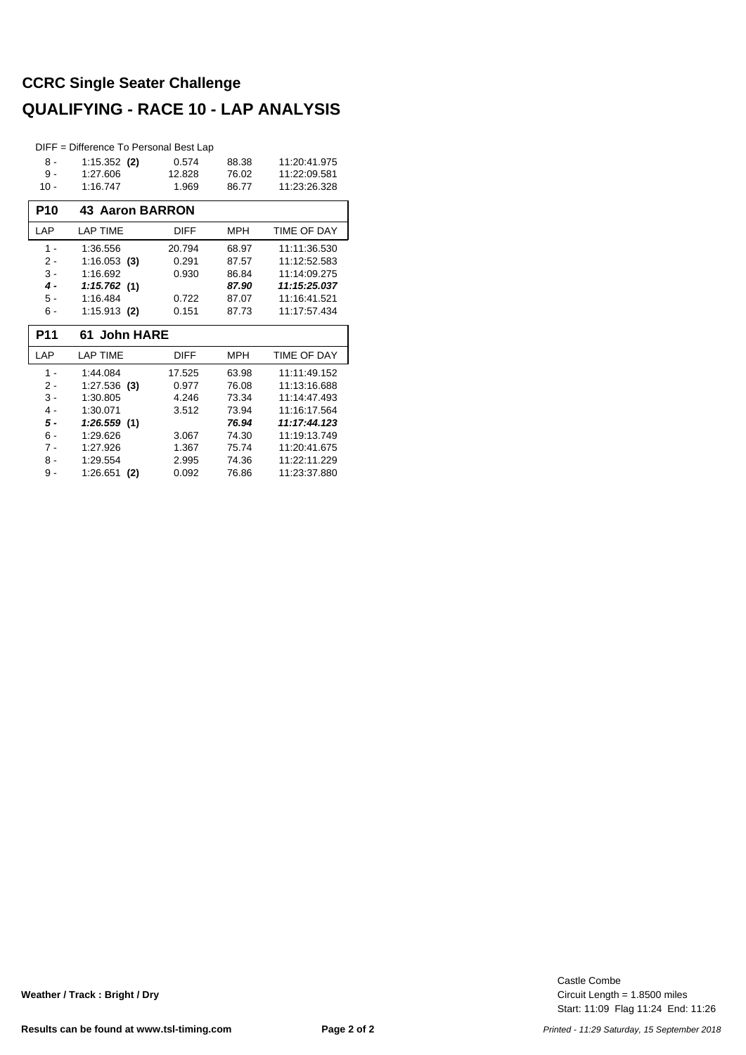## CCRC Single Seater Challenge

## QUALIFYING - RACE 10 - LAP ANALYSIS

DIFF = Difference To Personal Best Lap

| LAP | LAP TIME | DIFF | MPH | TIME OF DAY |
|---|---|---|---|---|
| 8 - | 1:15.352 **(2)** | 0.574 | 88.38 | 11:20:41.975 |
| 9 - | 1:27.606 | 12.828 | 76.02 | 11:22:09.581 |
| 10 - | 1:16.747 | 1.969 | 86.77 | 11:23:26.328 |

### P10 43 Aaron BARRON

| LAP | LAP TIME | DIFF | MPH | TIME OF DAY |
|---|---|---|---|---|
| 1 - | 1:36.556 | 20.794 | 68.97 | 11:11:36.530 |
| 2 - | 1:16.053 **(3)** | 0.291 | 87.57 | 11:12:52.583 |
| 3 - | 1:16.692 | 0.930 | 86.84 | 11:14:09.275 |
| ***4 -*** | ***1:15.762*** **(1)** | | ***87.90*** | ***11:15:25.037*** |
| 5 - | 1:16.484 | 0.722 | 87.07 | 11:16:41.521 |
| 6 - | 1:15.913 **(2)** | 0.151 | 87.73 | 11:17:57.434 |

### P11 61 John HARE

| LAP | LAP TIME | DIFF | MPH | TIME OF DAY |
|---|---|---|---|---|
| 1 - | 1:44.084 | 17.525 | 63.98 | 11:11:49.152 |
| 2 - | 1:27.536 **(3)** | 0.977 | 76.08 | 11:13:16.688 |
| 3 - | 1:30.805 | 4.246 | 73.34 | 11:14:47.493 |
| 4 - | 1:30.071 | 3.512 | 73.94 | 11:16:17.564 |
| ***5 -*** | ***1:26.559*** **(1)** | | ***76.94*** | ***11:17:44.123*** |
| 6 - | 1:29.626 | 3.067 | 74.30 | 11:19:13.749 |
| 7 - | 1:27.926 | 1.367 | 75.74 | 11:20:41.675 |
| 8 - | 1:29.554 | 2.995 | 74.36 | 11:22:11.229 |
| 9 - | 1:26.651 **(2)** | 0.092 | 76.86 | 11:23:37.880 |

**Weather / Track : Bright / Dry**

Castle Combe
Circuit Length = 1.8500 miles
Start: 11:09 Flag 11:24 End: 11:26

**Results can be found at www.tsl-timing.com**

*Printed - 11:29 Saturday, 15 September 2018*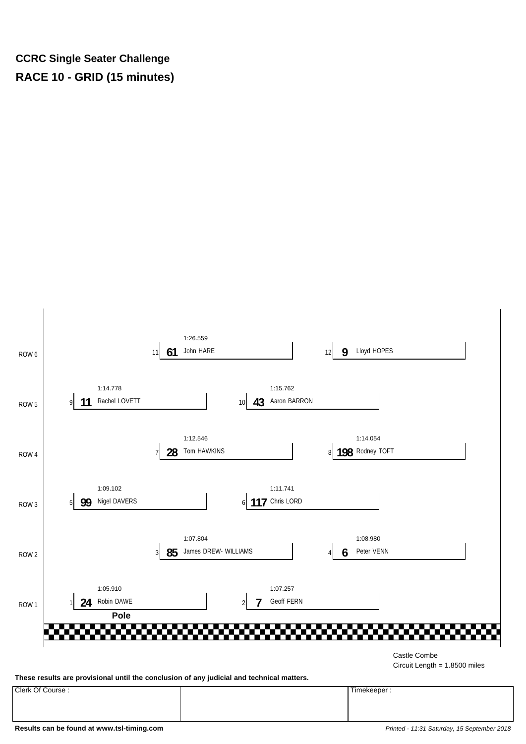**CCRC Single Seater Challenge**

**RACE 10 - GRID (15 minutes)**

| Row | Position | No. | Driver | Time |
|---|---|---|---|---|
| ROW 6 | 11 | **61** | John HARE | 1:26.559 |
| ROW 6 | 12 | **9** | Lloyd HOPES | |
| ROW 5 | 9 | **11** | Rachel LOVETT | 1:14.778 |
| ROW 5 | 10 | **43** | Aaron BARRON | 1:15.762 |
| ROW 4 | 7 | **28** | Tom HAWKINS | 1:12.546 |
| ROW 4 | 8 | **198** | Rodney TOFT | 1:14.054 |
| ROW 3 | 5 | **99** | Nigel DAVERS | 1:09.102 |
| ROW 3 | 6 | **117** | Chris LORD | 1:11.741 |
| ROW 2 | 3 | **85** | James DREW- WILLIAMS | 1:07.804 |
| ROW 2 | 4 | **6** | Peter VENN | 1:08.980 |
| ROW 1 | 1 | **24** | Robin DAWE | 1:05.910 |
| ROW 1 | 2 | **7** | Geoff FERN | 1:07.257 |

**Pole**

Castle Combe
Circuit Length = 1.8500 miles

**These results are provisional until the conclusion of any judicial and technical matters.**

| Clerk Of Course : | | Timekeeper : |
|---|---|---|
| | | |

**Results can be found at www.tsl-timing.com**

*Printed - 11:31 Saturday, 15 September 2018*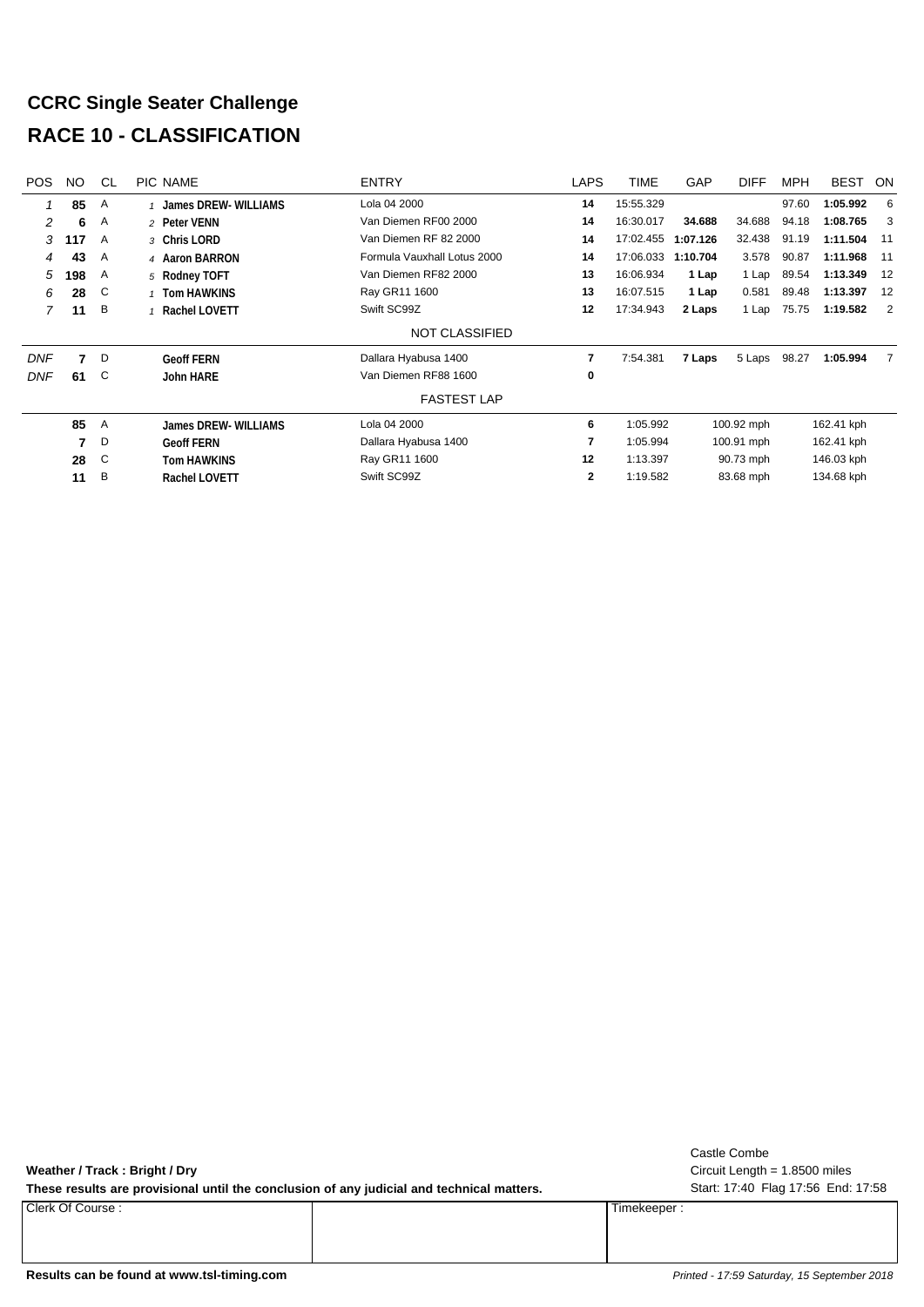# CCRC Single Seater Challenge

# RACE 10 - CLASSIFICATION

| POS | NO | CL | PIC | NAME | ENTRY | LAPS | TIME | GAP | DIFF | MPH | BEST | ON |
|---|---|---|---|---|---|---|---|---|---|---|---|---|
| 1 | **85** | A | 1 | **James DREW- WILLIAMS** | Lola 04 2000 | **14** | 15:55.329 | | | 97.60 | **1:05.992** | 6 |
| 2 | **6** | A | 2 | **Peter VENN** | Van Diemen RF00 2000 | **14** | 16:30.017 | **34.688** | 34.688 | 94.18 | **1:08.765** | 3 |
| 3 | **117** | A | 3 | **Chris LORD** | Van Diemen RF 82 2000 | **14** | 17:02.455 | **1:07.126** | 32.438 | 91.19 | **1:11.504** | 11 |
| 4 | **43** | A | 4 | **Aaron BARRON** | Formula Vauxhall Lotus 2000 | **14** | 17:06.033 | **1:10.704** | 3.578 | 90.87 | **1:11.968** | 11 |
| 5 | **198** | A | 5 | **Rodney TOFT** | Van Diemen RF82 2000 | **13** | 16:06.934 | **1 Lap** | 1 Lap | 89.54 | **1:13.349** | 12 |
| 6 | **28** | C | 1 | **Tom HAWKINS** | Ray GR11 1600 | **13** | 16:07.515 | **1 Lap** | 0.581 | 89.48 | **1:13.397** | 12 |
| 7 | **11** | B | 1 | **Rachel LOVETT** | Swift SC99Z | **12** | 17:34.943 | **2 Laps** | 1 Lap | 75.75 | **1:19.582** | 2 |
| | | | | | NOT CLASSIFIED | | | | | | | |
| DNF | **7** | D | | **Geoff FERN** | Dallara Hyabusa 1400 | **7** | 7:54.381 | **7 Laps** | 5 Laps | 98.27 | **1:05.994** | 7 |
| DNF | **61** | C | | **John HARE** | Van Diemen RF88 1600 | **0** | | | | | | |

FASTEST LAP

| NO | CL | NAME | ENTRY | LAP | TIME | MPH | KPH |
|---|---|---|---|---|---|---|---|
| **85** | A | **James DREW- WILLIAMS** | Lola 04 2000 | **6** | 1:05.992 | 100.92 mph | 162.41 kph |
| **7** | D | **Geoff FERN** | Dallara Hyabusa 1400 | **7** | 1:05.994 | 100.91 mph | 162.41 kph |
| **28** | C | **Tom HAWKINS** | Ray GR11 1600 | **12** | 1:13.397 | 90.73 mph | 146.03 kph |
| **11** | B | **Rachel LOVETT** | Swift SC99Z | **2** | 1:19.582 | 83.68 mph | 134.68 kph |

**Weather / Track : Bright / Dry**

**These results are provisional until the conclusion of any judicial and technical matters.**

Castle Combe
Circuit Length = 1.8500 miles
Start: 17:40 Flag 17:56 End: 17:58

| Clerk Of Course : | | Timekeeper : |
|---|---|---|

**Results can be found at www.tsl-timing.com**

*Printed - 17:59 Saturday, 15 September 2018*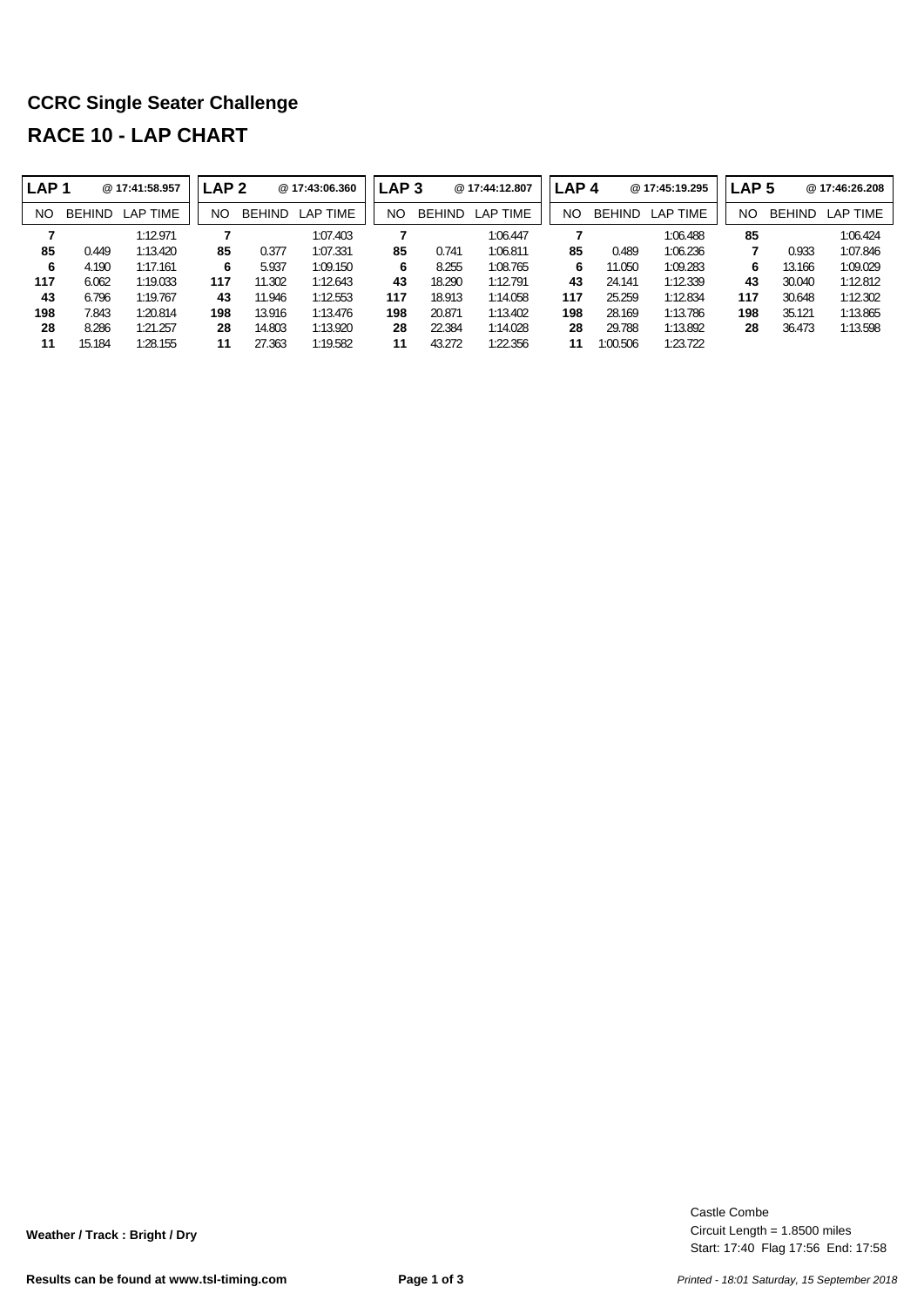# CCRC Single Seater Challenge

# RACE 10 - LAP CHART

| LAP 1 | | @ 17:41:58.957 | LAP 2 | | @ 17:43:06.360 | LAP 3 | | @ 17:44:12.807 | LAP 4 | | @ 17:45:19.295 | LAP 5 | | @ 17:46:26.208 |
|---|---|---|---|---|---|---|---|---|---|---|---|---|---|---|
| NO | BEHIND | LAP TIME | NO | BEHIND | LAP TIME | NO | BEHIND | LAP TIME | NO | BEHIND | LAP TIME | NO | BEHIND | LAP TIME |
| **7** | | 1:12.971 | **7** | | 1:07.403 | **7** | | 1:06.447 | **7** | | 1:06.488 | **85** | | 1:06.424 |
| **85** | 0.449 | 1:13.420 | **85** | 0.377 | 1:07.331 | **85** | 0.741 | 1:06.811 | **85** | 0.489 | 1:06.236 | **7** | 0.933 | 1:07.846 |
| **6** | 4.190 | 1:17.161 | **6** | 5.937 | 1:09.150 | **6** | 8.255 | 1:08.765 | **6** | 11.050 | 1:09.283 | **6** | 13.166 | 1:09.029 |
| **117** | 6.062 | 1:19.033 | **117** | 11.302 | 1:12.643 | **43** | 18.290 | 1:12.791 | **43** | 24.141 | 1:12.339 | **43** | 30.040 | 1:12.812 |
| **43** | 6.796 | 1:19.767 | **43** | 11.946 | 1:12.553 | **117** | 18.913 | 1:14.058 | **117** | 25.259 | 1:12.834 | **117** | 30.648 | 1:12.302 |
| **198** | 7.843 | 1:20.814 | **198** | 13.916 | 1:13.476 | **198** | 20.871 | 1:13.402 | **198** | 28.169 | 1:13.786 | **198** | 35.121 | 1:13.865 |
| **28** | 8.286 | 1:21.257 | **28** | 14.803 | 1:13.920 | **28** | 22.384 | 1:14.028 | **28** | 29.788 | 1:13.892 | **28** | 36.473 | 1:13.598 |
| **11** | 15.184 | 1:28.155 | **11** | 27.363 | 1:19.582 | **11** | 43.272 | 1:22.356 | **11** | 1:00.506 | 1:23.722 | | | |

**Weather / Track : Bright / Dry**

Castle Combe
Circuit Length = 1.8500 miles
Start: 17:40 Flag 17:56 End: 17:58

**Results can be found at www.tsl-timing.com**

*Printed - 18:01 Saturday, 15 September 2018*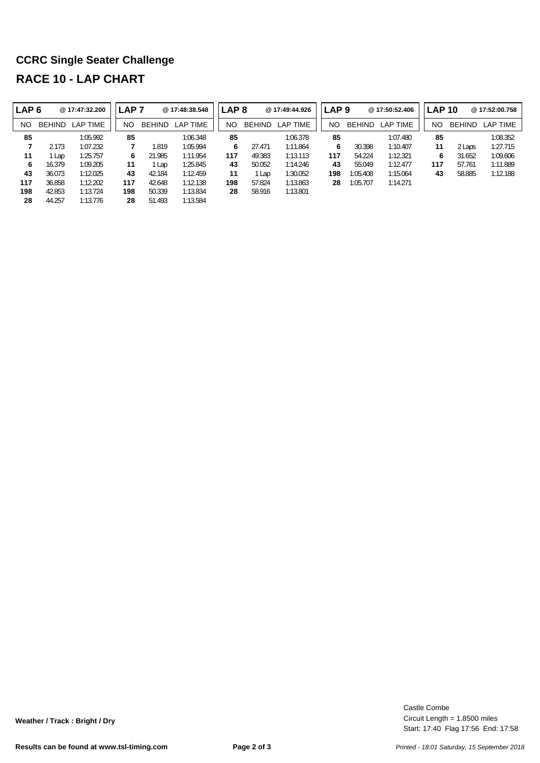# CCRC Single Seater Challenge

## RACE 10 - LAP CHART

| LAP 6 | | @ 17:47:32.200 |
|---|---|---|
| NO | BEHIND | LAP TIME |
| 85 | | 1:05.992 |
| 7 | 2.173 | 1:07.232 |
| 11 | 1 Lap | 1:25.757 |
| 6 | 16.379 | 1:09.205 |
| 43 | 36.073 | 1:12.025 |
| 117 | 36.858 | 1:12.202 |
| 198 | 42.853 | 1:13.724 |
| 28 | 44.257 | 1:13.776 |

| LAP 7 | | @ 17:48:38.548 |
|---|---|---|
| NO | BEHIND | LAP TIME |
| 85 | | 1:06.348 |
| 7 | 1.819 | 1:05.994 |
| 6 | 21.985 | 1:11.954 |
| 11 | 1 Lap | 1:25.845 |
| 43 | 42.184 | 1:12.459 |
| 117 | 42.648 | 1:12.138 |
| 198 | 50.339 | 1:13.834 |
| 28 | 51.493 | 1:13.584 |

| LAP 8 | | @ 17:49:44.926 |
|---|---|---|
| NO | BEHIND | LAP TIME |
| 85 | | 1:06.378 |
| 6 | 27.471 | 1:11.864 |
| 117 | 49.383 | 1:13.113 |
| 43 | 50.052 | 1:14.246 |
| 11 | 1 Lap | 1:30.052 |
| 198 | 57.824 | 1:13.863 |
| 28 | 58.916 | 1:13.801 |

| LAP 9 | | @ 17:50:52.406 |
|---|---|---|
| NO | BEHIND | LAP TIME |
| 85 | | 1:07.480 |
| 6 | 30.398 | 1:10.407 |
| 117 | 54.224 | 1:12.321 |
| 43 | 55.049 | 1:12.477 |
| 198 | 1:05.408 | 1:15.064 |
| 28 | 1:05.707 | 1:14.271 |

| LAP 10 | | @ 17:52:00.758 |
|---|---|---|
| NO | BEHIND | LAP TIME |
| 85 | | 1:08.352 |
| 11 | 2 Laps | 1:27.715 |
| 6 | 31.652 | 1:09.606 |
| 117 | 57.761 | 1:11.889 |
| 43 | 58.885 | 1:12.188 |

**Weather / Track : Bright / Dry**

Castle Combe
Circuit Length = 1.8500 miles
Start: 17:40 Flag 17:56 End: 17:58

**Results can be found at www.tsl-timing.com**

*Printed - 18:01 Saturday, 15 September 2018*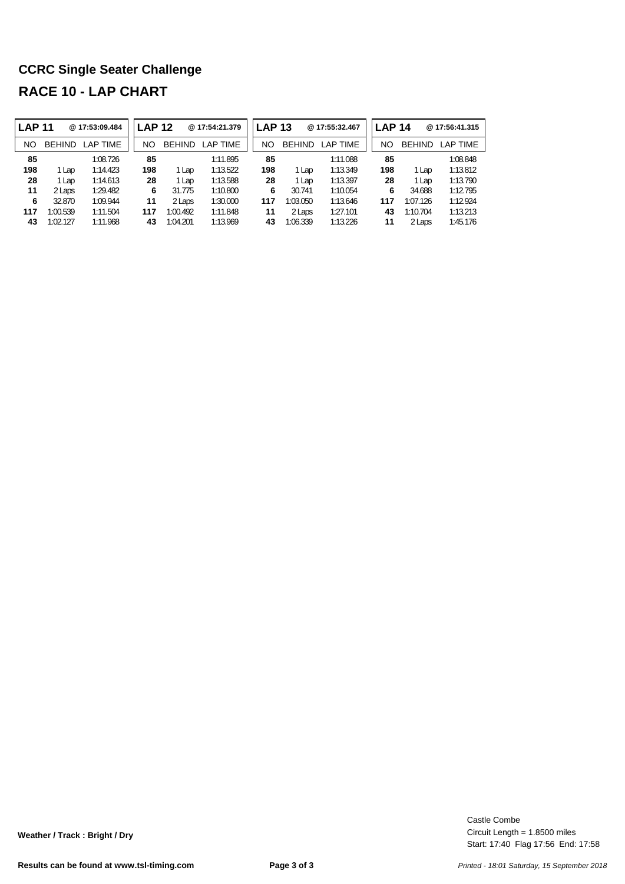# CCRC Single Seater Challenge

# RACE 10 - LAP CHART

| LAP 11 | | @ 17:53:09.484 | LAP 12 | | @ 17:54:21.379 | LAP 13 | | @ 17:55:32.467 | LAP 14 | | @ 17:56:41.315 |
|---|---|---|---|---|---|---|---|---|---|---|---|
| NO | BEHIND | LAP TIME | NO | BEHIND | LAP TIME | NO | BEHIND | LAP TIME | NO | BEHIND | LAP TIME |
| **85** | | 1:08.726 | **85** | | 1:11.895 | **85** | | 1:11.088 | **85** | | 1:08.848 |
| **198** | 1 Lap | 1:14.423 | **198** | 1 Lap | 1:13.522 | **198** | 1 Lap | 1:13.349 | **198** | 1 Lap | 1:13.812 |
| **28** | 1 Lap | 1:14.613 | **28** | 1 Lap | 1:13.588 | **28** | 1 Lap | 1:13.397 | **28** | 1 Lap | 1:13.790 |
| **11** | 2 Laps | 1:29.482 | **6** | 31.775 | 1:10.800 | **6** | 30.741 | 1:10.054 | **6** | 34.688 | 1:12.795 |
| **6** | 32.870 | 1:09.944 | **11** | 2 Laps | 1:30.000 | **117** | 1:03.050 | 1:13.646 | **117** | 1:07.126 | 1:12.924 |
| **117** | 1:00.539 | 1:11.504 | **117** | 1:00.492 | 1:11.848 | **11** | 2 Laps | 1:27.101 | **43** | 1:10.704 | 1:13.213 |
| **43** | 1:02.127 | 1:11.968 | **43** | 1:04.201 | 1:13.969 | **43** | 1:06.339 | 1:13.226 | **11** | 2 Laps | 1:45.176 |

**Weather / Track : Bright / Dry**

Castle Combe
Circuit Length = 1.8500 miles
Start: 17:40 Flag 17:56 End: 17:58

**Results can be found at www.tsl-timing.com**

*Printed - 18:01 Saturday, 15 September 2018*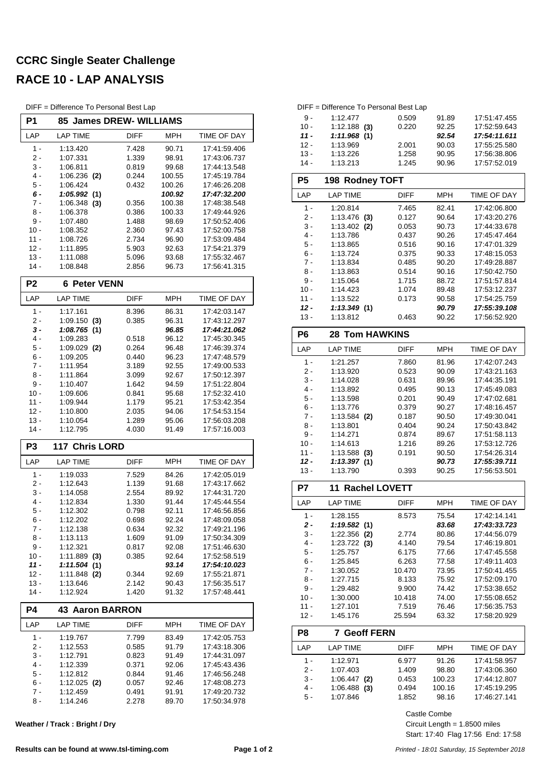# CCRC Single Seater Challenge

# RACE 10 - LAP ANALYSIS

DIFF = Difference To Personal Best Lap

## P1 85 James DREW- WILLIAMS

| LAP | LAP TIME | DIFF | MPH | TIME OF DAY |
|---|---|---|---|---|
| 1 - | 1:13.420 | 7.428 | 90.71 | 17:41:59.406 |
| 2 - | 1:07.331 | 1.339 | 98.91 | 17:43:06.737 |
| 3 - | 1:06.811 | 0.819 | 99.68 | 17:44:13.548 |
| 4 - | 1:06.236 **(2)** | 0.244 | 100.55 | 17:45:19.784 |
| 5 - | 1:06.424 | 0.432 | 100.26 | 17:46:26.208 |
| ***6 -*** | ***1:05.992 (1)*** | | ***100.92*** | ***17:47:32.200*** |
| 7 - | 1:06.348 **(3)** | 0.356 | 100.38 | 17:48:38.548 |
| 8 - | 1:06.378 | 0.386 | 100.33 | 17:49:44.926 |
| 9 - | 1:07.480 | 1.488 | 98.69 | 17:50:52.406 |
| 10 - | 1:08.352 | 2.360 | 97.43 | 17:52:00.758 |
| 11 - | 1:08.726 | 2.734 | 96.90 | 17:53:09.484 |
| 12 - | 1:11.895 | 5.903 | 92.63 | 17:54:21.379 |
| 13 - | 1:11.088 | 5.096 | 93.68 | 17:55:32.467 |
| 14 - | 1:08.848 | 2.856 | 96.73 | 17:56:41.315 |

## P2 6 Peter VENN

| LAP | LAP TIME | DIFF | MPH | TIME OF DAY |
|---|---|---|---|---|
| 1 - | 1:17.161 | 8.396 | 86.31 | 17:42:03.147 |
| 2 - | 1:09.150 **(3)** | 0.385 | 96.31 | 17:43:12.297 |
| ***3 -*** | ***1:08.765 (1)*** | | ***96.85*** | ***17:44:21.062*** |
| 4 - | 1:09.283 | 0.518 | 96.12 | 17:45:30.345 |
| 5 - | 1:09.029 **(2)** | 0.264 | 96.48 | 17:46:39.374 |
| 6 - | 1:09.205 | 0.440 | 96.23 | 17:47:48.579 |
| 7 - | 1:11.954 | 3.189 | 92.55 | 17:49:00.533 |
| 8 - | 1:11.864 | 3.099 | 92.67 | 17:50:12.397 |
| 9 - | 1:10.407 | 1.642 | 94.59 | 17:51:22.804 |
| 10 - | 1:09.606 | 0.841 | 95.68 | 17:52:32.410 |
| 11 - | 1:09.944 | 1.179 | 95.21 | 17:53:42.354 |
| 12 - | 1:10.800 | 2.035 | 94.06 | 17:54:53.154 |
| 13 - | 1:10.054 | 1.289 | 95.06 | 17:56:03.208 |
| 14 - | 1:12.795 | 4.030 | 91.49 | 17:57:16.003 |

## P3 117 Chris LORD

| LAP | LAP TIME | DIFF | MPH | TIME OF DAY |
|---|---|---|---|---|
| 1 - | 1:19.033 | 7.529 | 84.26 | 17:42:05.019 |
| 2 - | 1:12.643 | 1.139 | 91.68 | 17:43:17.662 |
| 3 - | 1:14.058 | 2.554 | 89.92 | 17:44:31.720 |
| 4 - | 1:12.834 | 1.330 | 91.44 | 17:45:44.554 |
| 5 - | 1:12.302 | 0.798 | 92.11 | 17:46:56.856 |
| 6 - | 1:12.202 | 0.698 | 92.24 | 17:48:09.058 |
| 7 - | 1:12.138 | 0.634 | 92.32 | 17:49:21.196 |
| 8 - | 1:13.113 | 1.609 | 91.09 | 17:50:34.309 |
| 9 - | 1:12.321 | 0.817 | 92.08 | 17:51:46.630 |
| 10 - | 1:11.889 **(3)** | 0.385 | 92.64 | 17:52:58.519 |
| ***11 -*** | ***1:11.504 (1)*** | | ***93.14*** | ***17:54:10.023*** |
| 12 - | 1:11.848 **(2)** | 0.344 | 92.69 | 17:55:21.871 |
| 13 - | 1:13.646 | 2.142 | 90.43 | 17:56:35.517 |
| 14 - | 1:12.924 | 1.420 | 91.32 | 17:57:48.441 |

## P4 43 Aaron BARRON

| LAP | LAP TIME | DIFF | MPH | TIME OF DAY |
|---|---|---|---|---|
| 1 - | 1:19.767 | 7.799 | 83.49 | 17:42:05.753 |
| 2 - | 1:12.553 | 0.585 | 91.79 | 17:43:18.306 |
| 3 - | 1:12.791 | 0.823 | 91.49 | 17:44:31.097 |
| 4 - | 1:12.339 | 0.371 | 92.06 | 17:45:43.436 |
| 5 - | 1:12.812 | 0.844 | 91.46 | 17:46:56.248 |
| 6 - | 1:12.025 **(2)** | 0.057 | 92.46 | 17:48:08.273 |
| 7 - | 1:12.459 | 0.491 | 91.91 | 17:49:20.732 |
| 8 - | 1:14.246 | 2.278 | 89.70 | 17:50:34.978 |
| 9 - | 1:12.477 | 0.509 | 91.89 | 17:51:47.455 |
| 10 - | 1:12.188 **(3)** | 0.220 | 92.25 | 17:52:59.643 |
| ***11 -*** | ***1:11.968 (1)*** | | ***92.54*** | ***17:54:11.611*** |
| 12 - | 1:13.969 | 2.001 | 90.03 | 17:55:25.580 |
| 13 - | 1:13.226 | 1.258 | 90.95 | 17:56:38.806 |
| 14 - | 1:13.213 | 1.245 | 90.96 | 17:57:52.019 |

## P5 198 Rodney TOFT

| LAP | LAP TIME | DIFF | MPH | TIME OF DAY |
|---|---|---|---|---|
| 1 - | 1:20.814 | 7.465 | 82.41 | 17:42:06.800 |
| 2 - | 1:13.476 **(3)** | 0.127 | 90.64 | 17:43:20.276 |
| 3 - | 1:13.402 **(2)** | 0.053 | 90.73 | 17:44:33.678 |
| 4 - | 1:13.786 | 0.437 | 90.26 | 17:45:47.464 |
| 5 - | 1:13.865 | 0.516 | 90.16 | 17:47:01.329 |
| 6 - | 1:13.724 | 0.375 | 90.33 | 17:48:15.053 |
| 7 - | 1:13.834 | 0.485 | 90.20 | 17:49:28.887 |
| 8 - | 1:13.863 | 0.514 | 90.16 | 17:50:42.750 |
| 9 - | 1:15.064 | 1.715 | 88.72 | 17:51:57.814 |
| 10 - | 1:14.423 | 1.074 | 89.48 | 17:53:12.237 |
| 11 - | 1:13.522 | 0.173 | 90.58 | 17:54:25.759 |
| ***12 -*** | ***1:13.349 (1)*** | | ***90.79*** | ***17:55:39.108*** |
| 13 - | 1:13.812 | 0.463 | 90.22 | 17:56:52.920 |

## P6 28 Tom HAWKINS

| LAP | LAP TIME | DIFF | MPH | TIME OF DAY |
|---|---|---|---|---|
| 1 - | 1:21.257 | 7.860 | 81.96 | 17:42:07.243 |
| 2 - | 1:13.920 | 0.523 | 90.09 | 17:43:21.163 |
| 3 - | 1:14.028 | 0.631 | 89.96 | 17:44:35.191 |
| 4 - | 1:13.892 | 0.495 | 90.13 | 17:45:49.083 |
| 5 - | 1:13.598 | 0.201 | 90.49 | 17:47:02.681 |
| 6 - | 1:13.776 | 0.379 | 90.27 | 17:48:16.457 |
| 7 - | 1:13.584 **(2)** | 0.187 | 90.50 | 17:49:30.041 |
| 8 - | 1:13.801 | 0.404 | 90.24 | 17:50:43.842 |
| 9 - | 1:14.271 | 0.874 | 89.67 | 17:51:58.113 |
| 10 - | 1:14.613 | 1.216 | 89.26 | 17:53:12.726 |
| 11 - | 1:13.588 **(3)** | 0.191 | 90.50 | 17:54:26.314 |
| ***12 -*** | ***1:13.397 (1)*** | | ***90.73*** | ***17:55:39.711*** |
| 13 - | 1:13.790 | 0.393 | 90.25 | 17:56:53.501 |

## P7 11 Rachel LOVETT

| LAP | LAP TIME | DIFF | MPH | TIME OF DAY |
|---|---|---|---|---|
| 1 - | 1:28.155 | 8.573 | 75.54 | 17:42:14.141 |
| ***2 -*** | ***1:19.582 (1)*** | | ***83.68*** | ***17:43:33.723*** |
| 3 - | 1:22.356 **(2)** | 2.774 | 80.86 | 17:44:56.079 |
| 4 - | 1:23.722 **(3)** | 4.140 | 79.54 | 17:46:19.801 |
| 5 - | 1:25.757 | 6.175 | 77.66 | 17:47:45.558 |
| 6 - | 1:25.845 | 6.263 | 77.58 | 17:49:11.403 |
| 7 - | 1:30.052 | 10.470 | 73.95 | 17:50:41.455 |
| 8 - | 1:27.715 | 8.133 | 75.92 | 17:52:09.170 |
| 9 - | 1:29.482 | 9.900 | 74.42 | 17:53:38.652 |
| 10 - | 1:30.000 | 10.418 | 74.00 | 17:55:08.652 |
| 11 - | 1:27.101 | 7.519 | 76.46 | 17:56:35.753 |
| 12 - | 1:45.176 | 25.594 | 63.32 | 17:58:20.929 |

## P8 7 Geoff FERN

| LAP | LAP TIME | DIFF | MPH | TIME OF DAY |
|---|---|---|---|---|
| 1 - | 1:12.971 | 6.977 | 91.26 | 17:41:58.957 |
| 2 - | 1:07.403 | 1.409 | 98.80 | 17:43:06.360 |
| 3 - | 1:06.447 **(2)** | 0.453 | 100.23 | 17:44:12.807 |
| 4 - | 1:06.488 **(3)** | 0.494 | 100.16 | 17:45:19.295 |
| 5 - | 1:07.846 | 1.852 | 98.16 | 17:46:27.141 |

**Weather / Track : Bright / Dry**

Castle Combe
Circuit Length = 1.8500 miles
Start: 17:40 Flag 17:56 End: 17:58

**Results can be found at www.tsl-timing.com**

*Printed - 18:01 Saturday, 15 September 2018*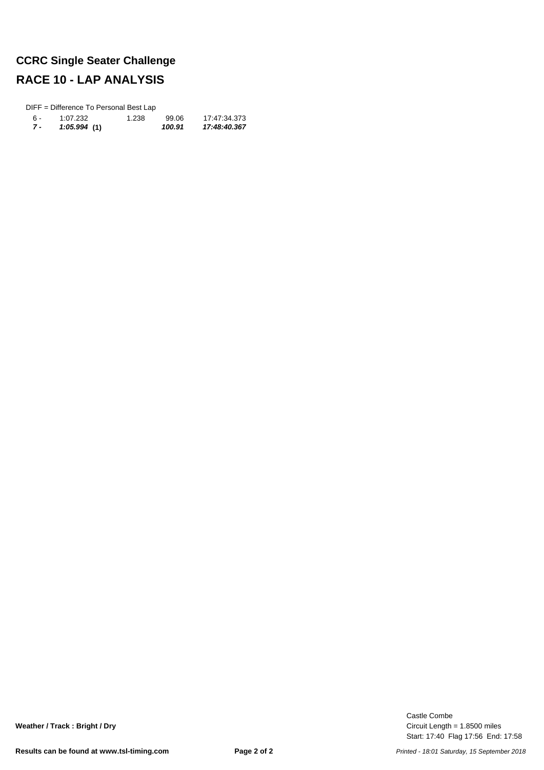## CCRC Single Seater Challenge

## RACE 10 - LAP ANALYSIS

DIFF = Difference To Personal Best Lap

| | | | | |
|---|---|---|---|---|
| 6 - | 1:07.232 | 1.238 | 99.06 | 17:47:34.373 |
| ***7 -*** | ***1:05.994*** **(1)** | | ***100.91*** | ***17:48:40.367*** |

**Weather / Track : Bright / Dry**

Castle Combe
Circuit Length = 1.8500 miles
Start: 17:40 Flag 17:56 End: 17:58

**Results can be found at www.tsl-timing.com**

*Printed - 18:01 Saturday, 15 September 2018*